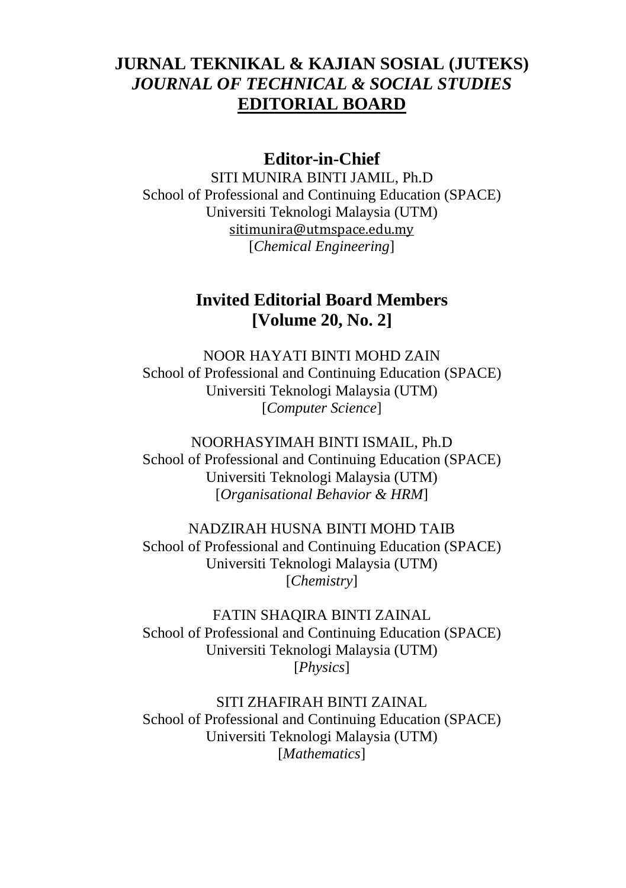# JURNAL TEKNIKAL & KAJIAN SOSIAL (JUTEKS)

## *JOURNAL OF TECHNICAL & SOCIAL STUDIES*

## EDITORIAL BOARD

### Editor-in-Chief

SITI MUNIRA BINTI JAMIL, Ph.D
School of Professional and Continuing Education (SPACE)
Universiti Teknologi Malaysia (UTM)
sitimunira@utmspace.edu.my
[*Chemical Engineering*]

### Invited Editorial Board Members
### [Volume 20, No. 2]

NOOR HAYATI BINTI MOHD ZAIN
School of Professional and Continuing Education (SPACE)
Universiti Teknologi Malaysia (UTM)
[*Computer Science*]

NOORHASYIMAH BINTI ISMAIL, Ph.D
School of Professional and Continuing Education (SPACE)
Universiti Teknologi Malaysia (UTM)
[*Organisational Behavior & HRM*]

NADZIRAH HUSNA BINTI MOHD TAIB
School of Professional and Continuing Education (SPACE)
Universiti Teknologi Malaysia (UTM)
[*Chemistry*]

FATIN SHAQIRA BINTI ZAINAL
School of Professional and Continuing Education (SPACE)
Universiti Teknologi Malaysia (UTM)
[*Physics*]

SITI ZHAFIRAH BINTI ZAINAL
School of Professional and Continuing Education (SPACE)
Universiti Teknologi Malaysia (UTM)
[*Mathematics*]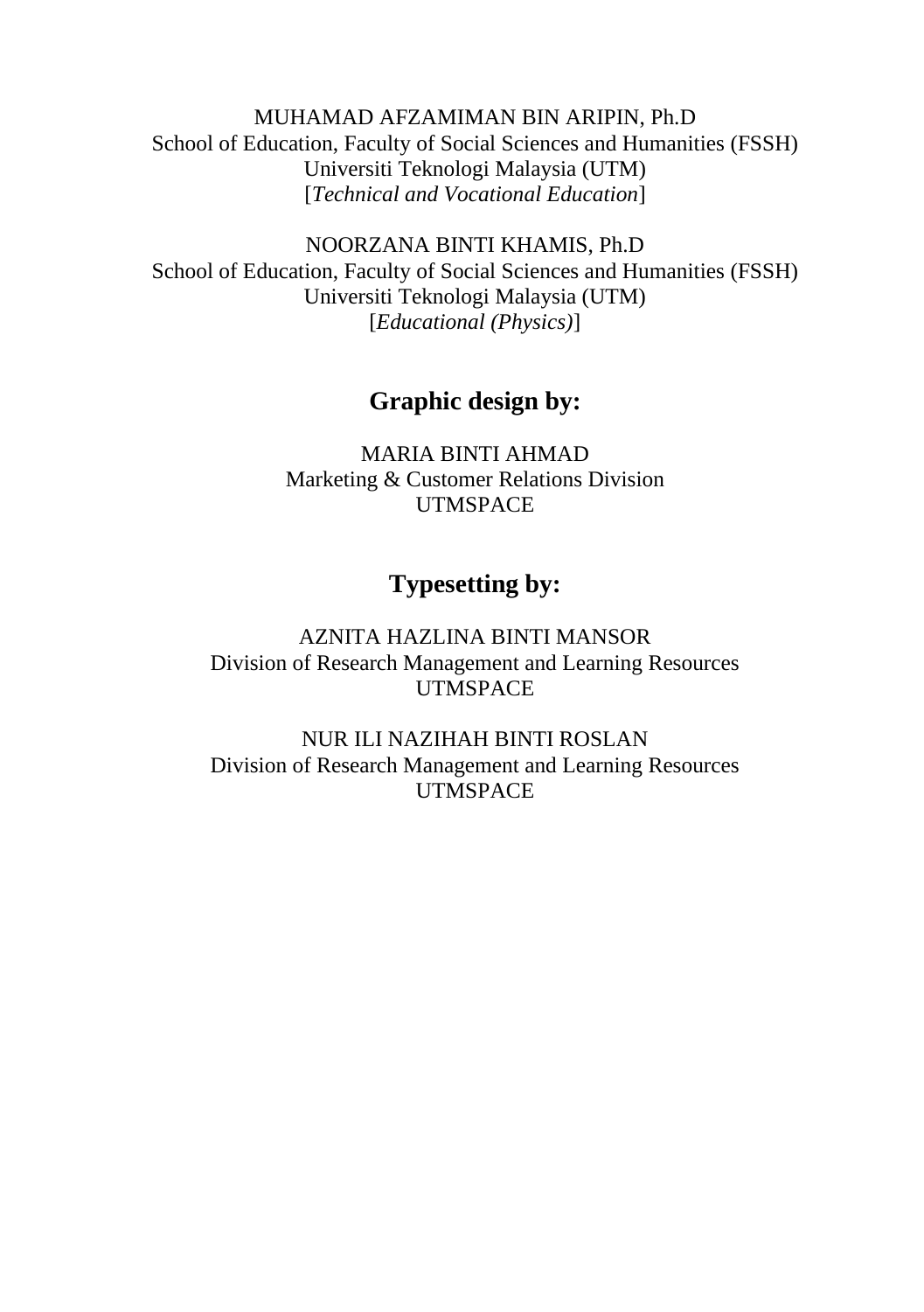MUHAMAD AFZAMIMAN BIN ARIPIN, Ph.D
School of Education, Faculty of Social Sciences and Humanities (FSSH)
Universiti Teknologi Malaysia (UTM)
[*Technical and Vocational Education*]

NOORZANA BINTI KHAMIS, Ph.D
School of Education, Faculty of Social Sciences and Humanities (FSSH)
Universiti Teknologi Malaysia (UTM)
[*Educational (Physics)*]

## Graphic design by:

MARIA BINTI AHMAD
Marketing & Customer Relations Division
UTMSPACE

## Typesetting by:

AZNITA HAZLINA BINTI MANSOR
Division of Research Management and Learning Resources
UTMSPACE

NUR ILI NAZIHAH BINTI ROSLAN
Division of Research Management and Learning Resources
UTMSPACE